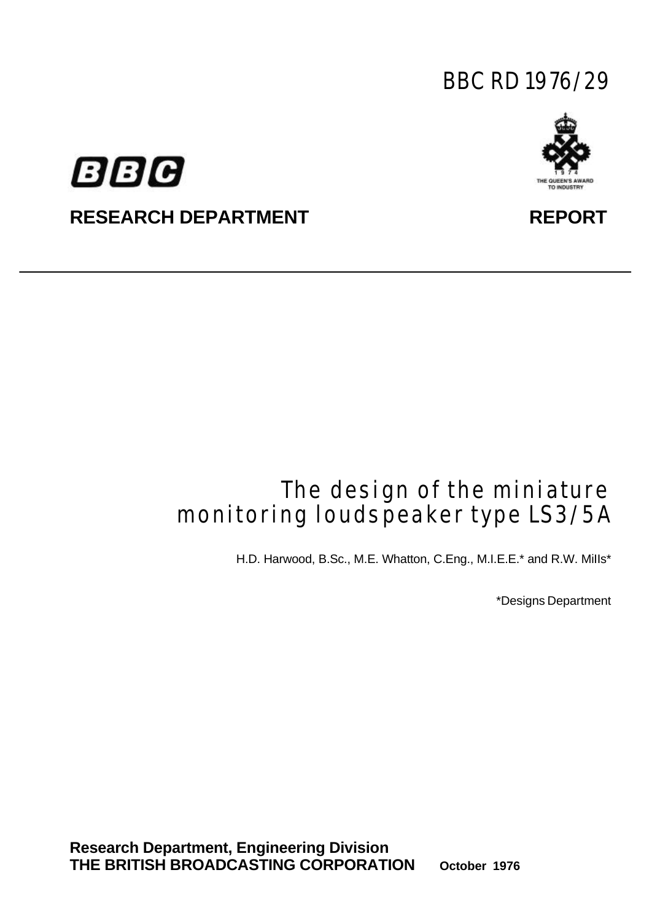BBC RD 1976/29

**RESEARCH DEPARTMENT** **REPORT**

---

# The design of the miniature monitoring loudspeaker type LS3/5A

H.D. Harwood, B.Sc., M.E. Whatton, C.Eng., M.I.E.E.* and R.W. Mills*

*Designs Department

**Research Department, Engineering Division**
**THE BRITISH BROADCASTING CORPORATION** **October 1976**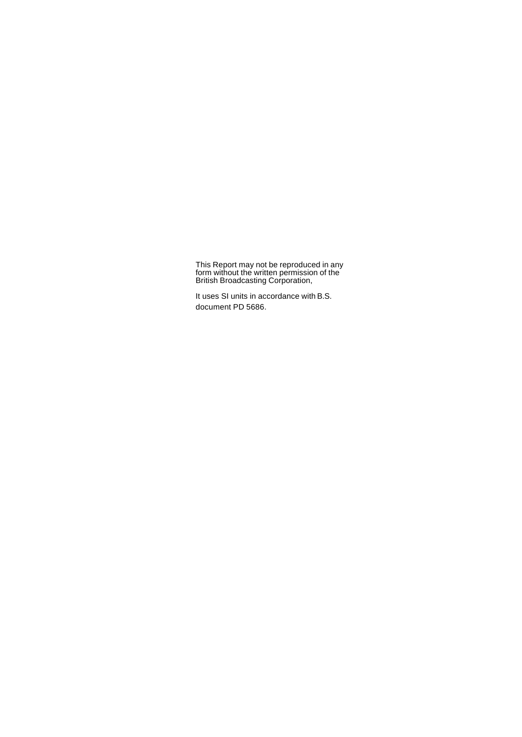This Report may not be reproduced in any form without the written permission of the British Broadcasting Corporation,

It uses SI units in accordance with B.S. document PD 5686.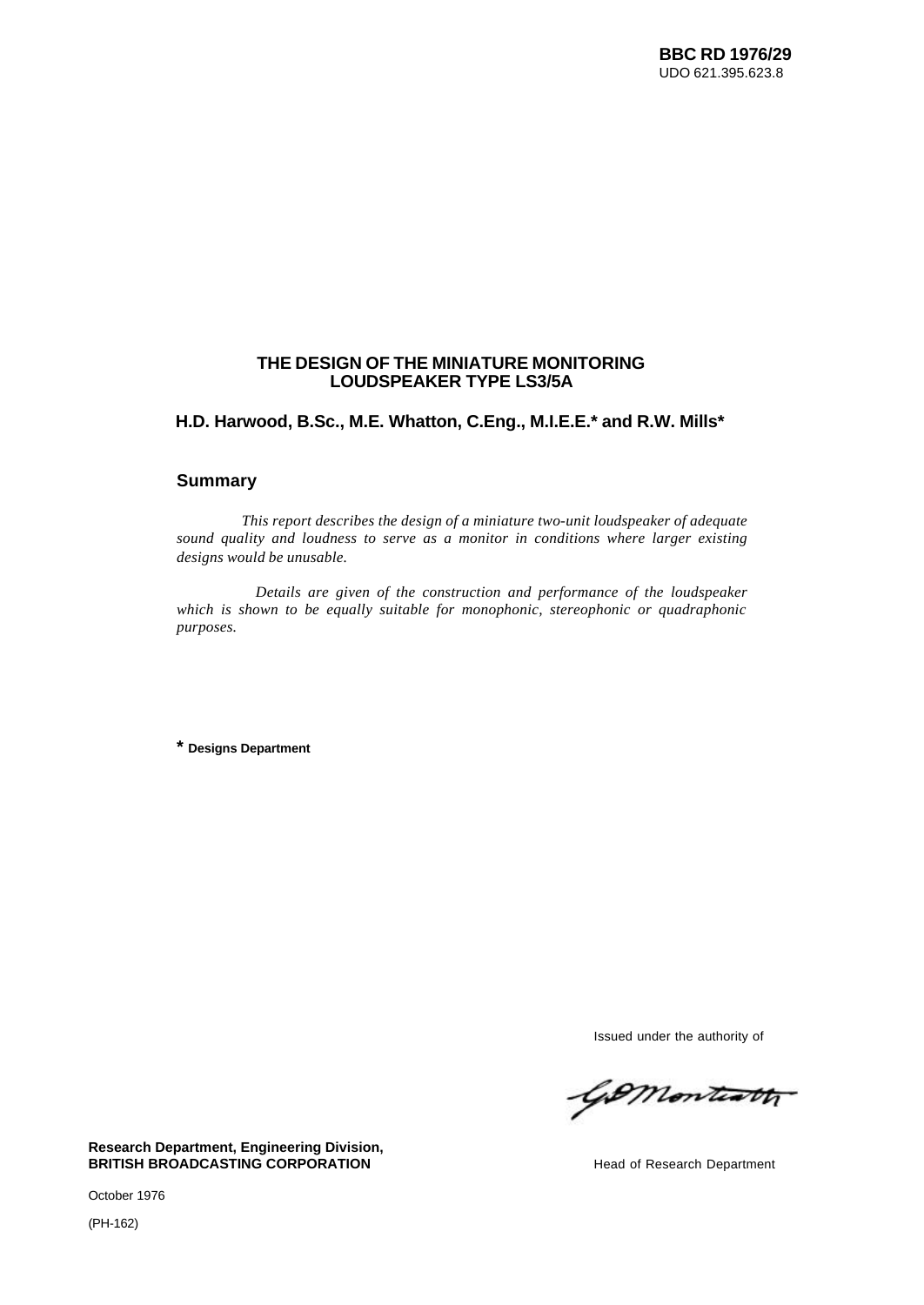BBC RD 1976/29
UDO 621.395.623.8

# THE DESIGN OF THE MINIATURE MONITORING LOUDSPEAKER TYPE LS3/5A

**H.D. Harwood, B.Sc., M.E. Whatton, C.Eng., M.I.E.E.* and R.W. Mills***

## Summary

*This report describes the design of a miniature two-unit loudspeaker of adequate sound quality and loudness to serve as a monitor in conditions where larger existing designs would be unusable.*

*Details are given of the construction and performance of the loudspeaker which is shown to be equally suitable for monophonic, stereophonic or quadraphonic purposes.*

**\* Designs Department**

Issued under the authority of

Head of Research Department

**Research Department, Engineering Division,**
**BRITISH BROADCASTING CORPORATION**

October 1976

(PH-162)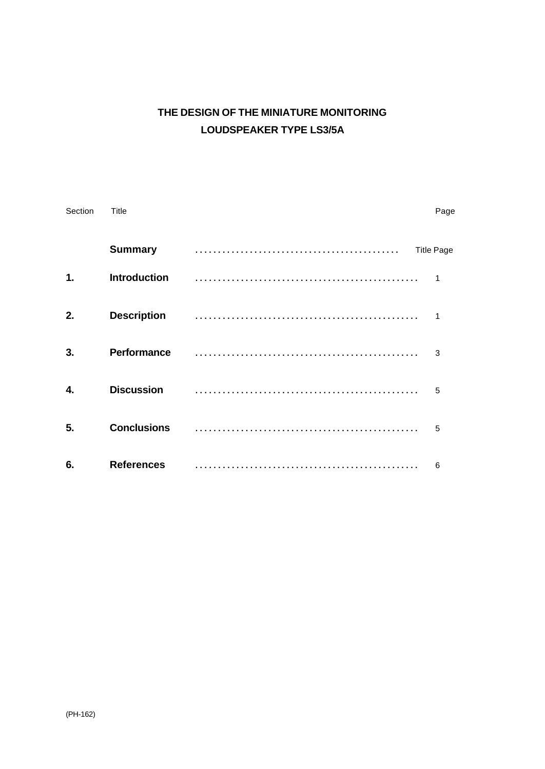# THE DESIGN OF THE MINIATURE MONITORING LOUDSPEAKER TYPE LS3/5A

| Section | Title | Page |
|---|---|---|
| | **Summary** | Title Page |
| **1.** | **Introduction** | 1 |
| **2.** | **Description** | 1 |
| **3.** | **Performance** | 3 |
| **4.** | **Discussion** | 5 |
| **5.** | **Conclusions** | 5 |
| **6.** | **References** | 6 |

(PH-162)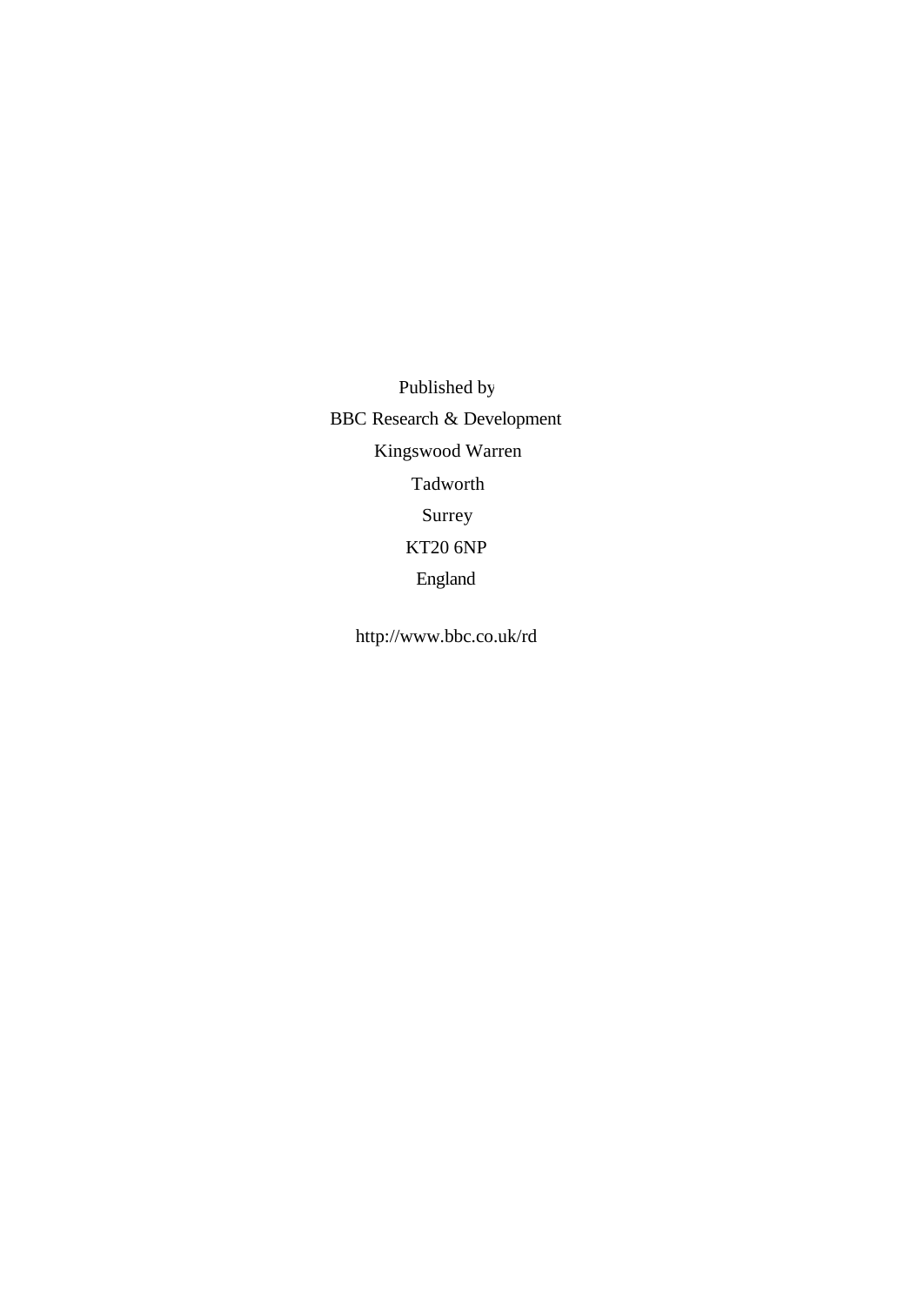Published by

BBC Research & Development

Kingswood Warren

Tadworth

Surrey

KT20 6NP

England

http://www.bbc.co.uk/rd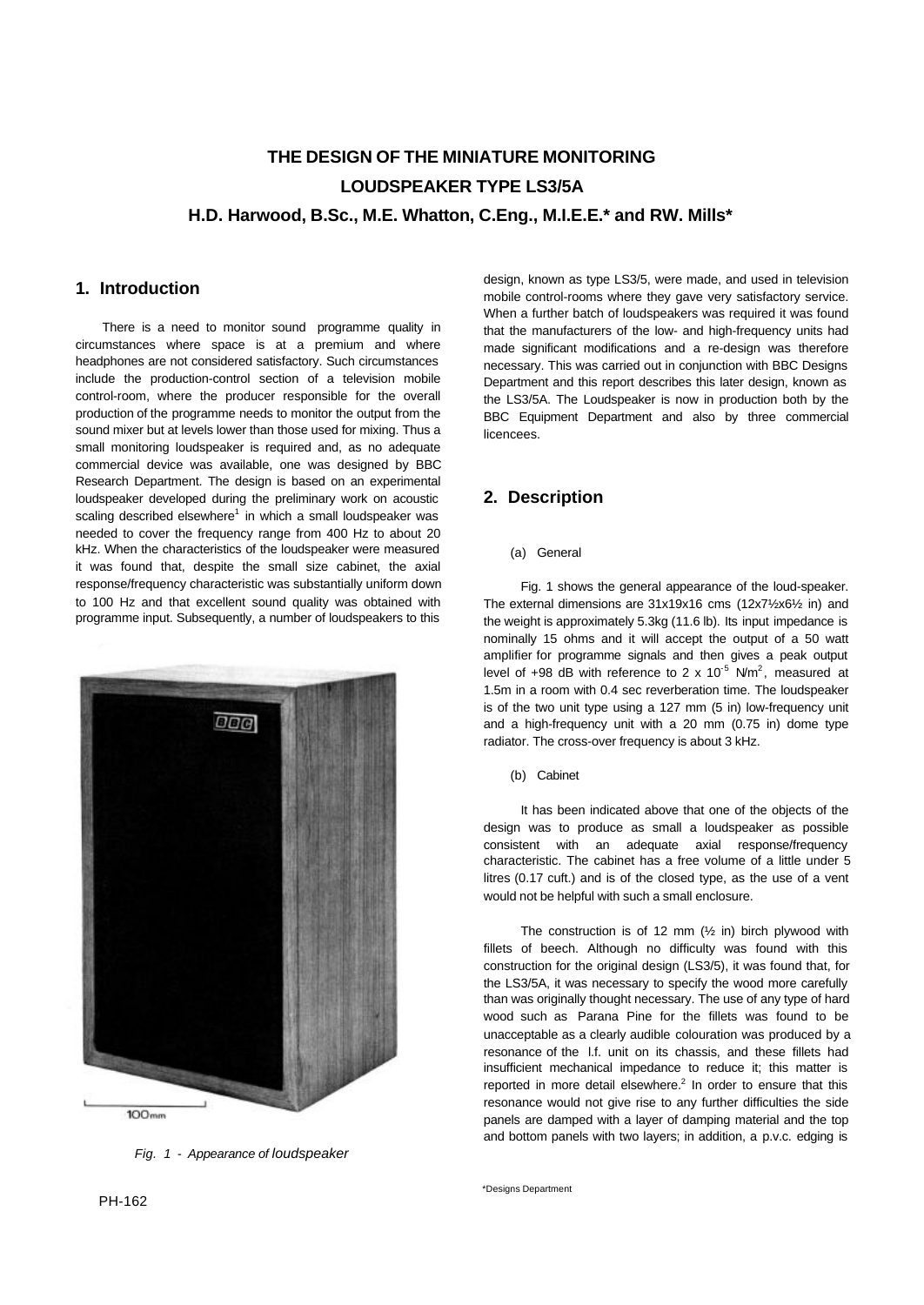# THE DESIGN OF THE MINIATURE MONITORING LOUDSPEAKER TYPE LS3/5A

**H.D. Harwood, B.Sc., M.E. Whatton, C.Eng., M.I.E.E.\* and RW. Mills\***

## 1. Introduction

There is a need to monitor sound programme quality in circumstances where space is at a premium and where headphones are not considered satisfactory. Such circumstances include the production-control section of a television mobile control-room, where the producer responsible for the overall production of the programme needs to monitor the output from the sound mixer but at levels lower than those used for mixing. Thus a small monitoring loudspeaker is required and, as no adequate commercial device was available, one was designed by BBC Research Department. The design is based on an experimental loudspeaker developed during the preliminary work on acoustic scaling described elsewhere[1] in which a small loudspeaker was needed to cover the frequency range from 400 Hz to about 20 kHz. When the characteristics of the loudspeaker were measured it was found that, despite the small size cabinet, the axial response/frequency characteristic was substantially uniform down to 100 Hz and that excellent sound quality was obtained with programme input. Subsequently, a number of loudspeakers to this design, known as type LS3/5, were made, and used in television mobile control-rooms where they gave very satisfactory service. When a further batch of loudspeakers was required it was found that the manufacturers of the low- and high-frequency units had made significant modifications and a re-design was therefore necessary. This was carried out in conjunction with BBC Designs Department and this report describes this later design, known as the LS3/5A. The Loudspeaker is now in production both by the BBC Equipment Department and also by three commercial licencees.

*Fig. 1 - Appearance of loudspeaker*

## 2. Description

### (a) General

Fig. 1 shows the general appearance of the loud-speaker. The external dimensions are 31x19x16 cms (12x7½x6½ in) and the weight is approximately 5.3kg (11.6 lb). Its input impedance is nominally 15 ohms and it will accept the output of a 50 watt amplifier for programme signals and then gives a peak output level of +98 dB with reference to $2 \times 10^{-5}$ N/m$^2$, measured at 1.5m in a room with 0.4 sec reverberation time. The loudspeaker is of the two unit type using a 127 mm (5 in) low-frequency unit and a high-frequency unit with a 20 mm (0.75 in) dome type radiator. The cross-over frequency is about 3 kHz.

### (b) Cabinet

It has been indicated above that one of the objects of the design was to produce as small a loudspeaker as possible consistent with an adequate axial response/frequency characteristic. The cabinet has a free volume of a little under 5 litres (0.17 cuft.) and is of the closed type, as the use of a vent would not be helpful with such a small enclosure.

The construction is of 12 mm (½ in) birch plywood with fillets of beech. Although no difficulty was found with this construction for the original design (LS3/5), it was found that, for the LS3/5A, it was necessary to specify the wood more carefully than was originally thought necessary. The use of any type of hard wood such as Parana Pine for the fillets was found to be unacceptable as a clearly audible colouration was produced by a resonance of the l.f. unit on its chassis, and these fillets had insufficient mechanical impedance to reduce it; this matter is reported in more detail elsewhere.[2] In order to ensure that this resonance would not give rise to any further difficulties the side panels are damped with a layer of damping material and the top and bottom panels with two layers; in addition, a p.v.c. edging is

\*Designs Department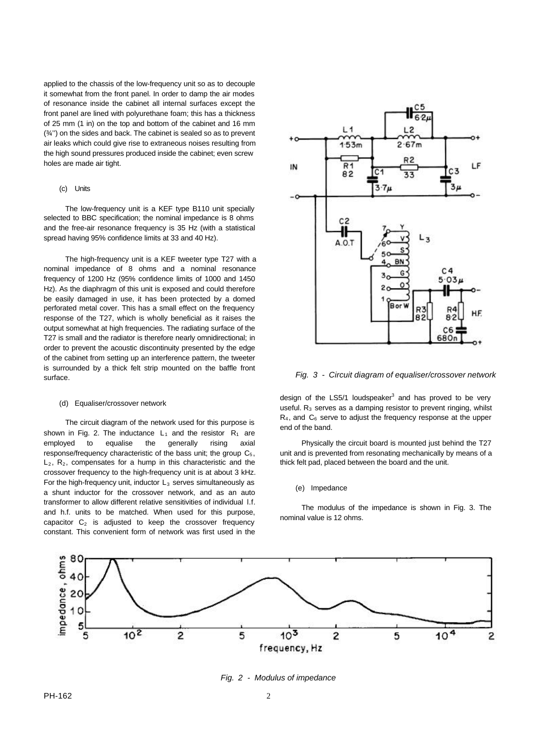applied to the chassis of the low-frequency unit so as to decouple it somewhat from the front panel. In order to damp the air modes of resonance inside the cabinet all internal surfaces except the front panel are lined with polyurethane foam; this has a thickness of 25 mm (1 in) on the top and bottom of the cabinet and 16 mm (¾'') on the sides and back. The cabinet is sealed so as to prevent air leaks which could give rise to extraneous noises resulting from the high sound pressures produced inside the cabinet; even screw holes are made air tight.

### (c) Units

The low-frequency unit is a KEF type B110 unit specially selected to BBC specification; the nominal impedance is 8 ohms and the free-air resonance frequency is 35 Hz (with a statistical spread having 95% confidence limits at 33 and 40 Hz).

The high-frequency unit is a KEF tweeter type T27 with a nominal impedance of 8 ohms and a nominal resonance frequency of 1200 Hz (95% confidence limits of 1000 and 1450 Hz). As the diaphragm of this unit is exposed and could therefore be easily damaged in use, it has been protected by a domed perforated metal cover. This has a small effect on the frequency response of the T27, which is wholly beneficial as it raises the output somewhat at high frequencies. The radiating surface of the T27 is small and the radiator is therefore nearly omnidirectional; in order to prevent the acoustic discontinuity presented by the edge of the cabinet from setting up an interference pattern, the tweeter is surrounded by a thick felt strip mounted on the baffle front surface.

### (d) Equaliser/crossover network

The circuit diagram of the network used for this purpose is shown in Fig. 2. The inductance $L_1$ and the resistor $R_1$ are employed to equalise the generally rising axial response/frequency characteristic of the bass unit; the group $C_5$, $L_2$, $R_2$, compensates for a hump in this characteristic and the crossover frequency to the high-frequency unit is at about 3 kHz. For the high-frequency unit, inductor $L_3$ serves simultaneously as a shunt inductor for the crossover network, and as an auto transformer to allow different relative sensitivities of individual l.f. and h.f. units to be matched. When used for this purpose, capacitor $C_2$ is adjusted to keep the crossover frequency constant. This convenient form of network was first used in the design of the LS5/1 loudspeaker[3] and has proved to be very useful. $R_3$ serves as a damping resistor to prevent ringing, whilst $R_4$, and $C_6$ serve to adjust the frequency response at the upper end of the band.

*Fig. 3 - Circuit diagram of equaliser/crossover network*

Physically the circuit board is mounted just behind the T27 unit and is prevented from resonating mechanically by means of a thick felt pad, placed between the board and the unit.

### (e) Impedance

The modulus of the impedance is shown in Fig. 3. The nominal value is 12 ohms.

*Fig. 2 - Modulus of impedance*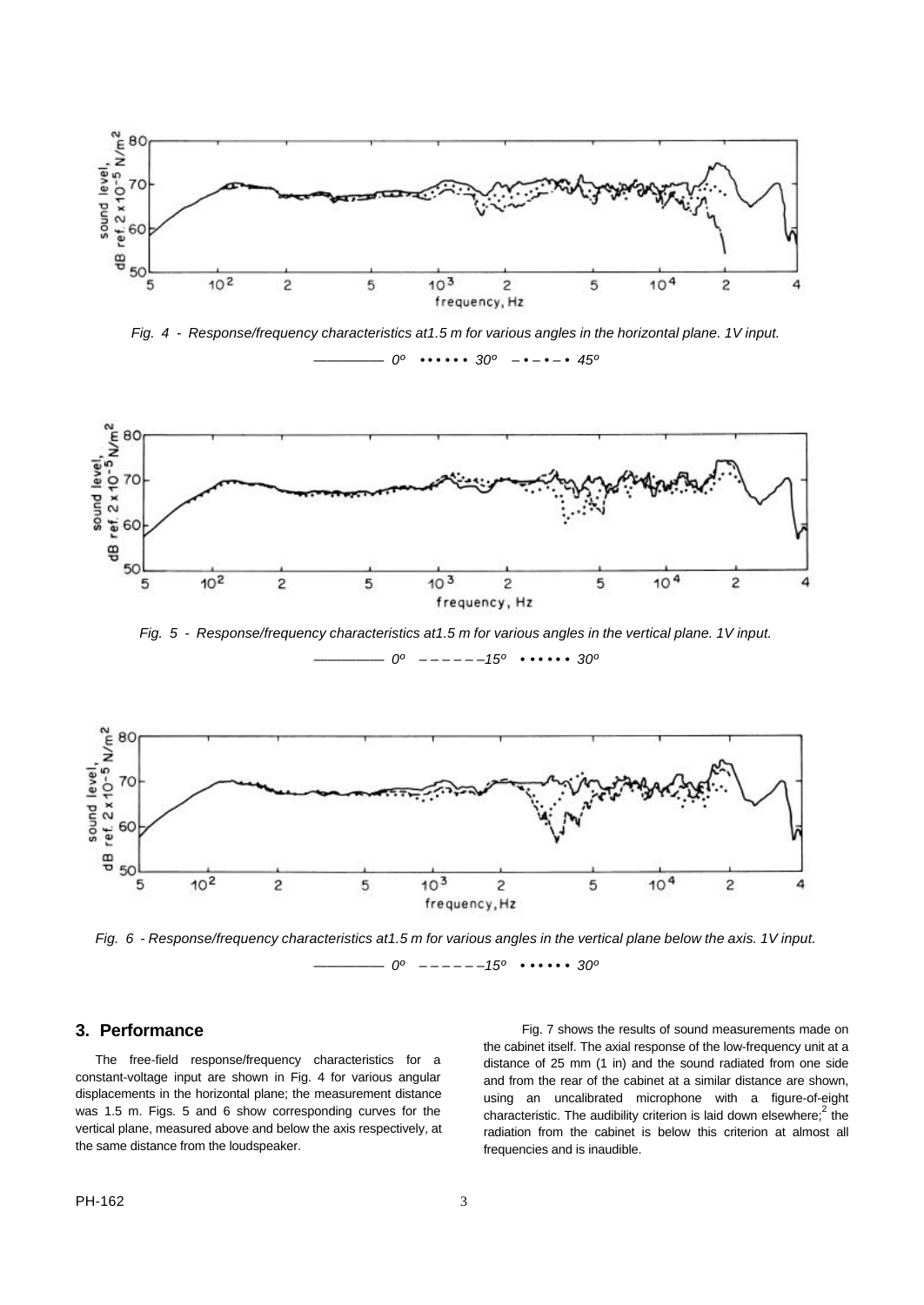*Fig. 4 - Response/frequency characteristics at1.5 m for various angles in the horizontal plane. 1V input.*

*————— 0º •••••• 30º –•–•–• 45º*

*Fig. 5 - Response/frequency characteristics at1.5 m for various angles in the vertical plane. 1V input.*

*————— 0º ––––––15º •••••• 30º*

*Fig. 6 - Response/frequency characteristics at1.5 m for various angles in the vertical plane below the axis. 1V input.*

*————— 0º ––––––15º •••••• 30º*

## 3. Performance

The free-field response/frequency characteristics for a constant-voltage input are shown in Fig. 4 for various angular displacements in the horizontal plane; the measurement distance was 1.5 m. Figs. 5 and 6 show corresponding curves for the vertical plane, measured above and below the axis respectively, at the same distance from the loudspeaker.

Fig. 7 shows the results of sound measurements made on the cabinet itself. The axial response of the low-frequency unit at a distance of 25 mm (1 in) and the sound radiated from one side and from the rear of the cabinet at a similar distance are shown, using an uncalibrated microphone with a figure-of-eight characteristic. The audibility criterion is laid down elsewhere;[2] the radiation from the cabinet is below this criterion at almost all frequencies and is inaudible.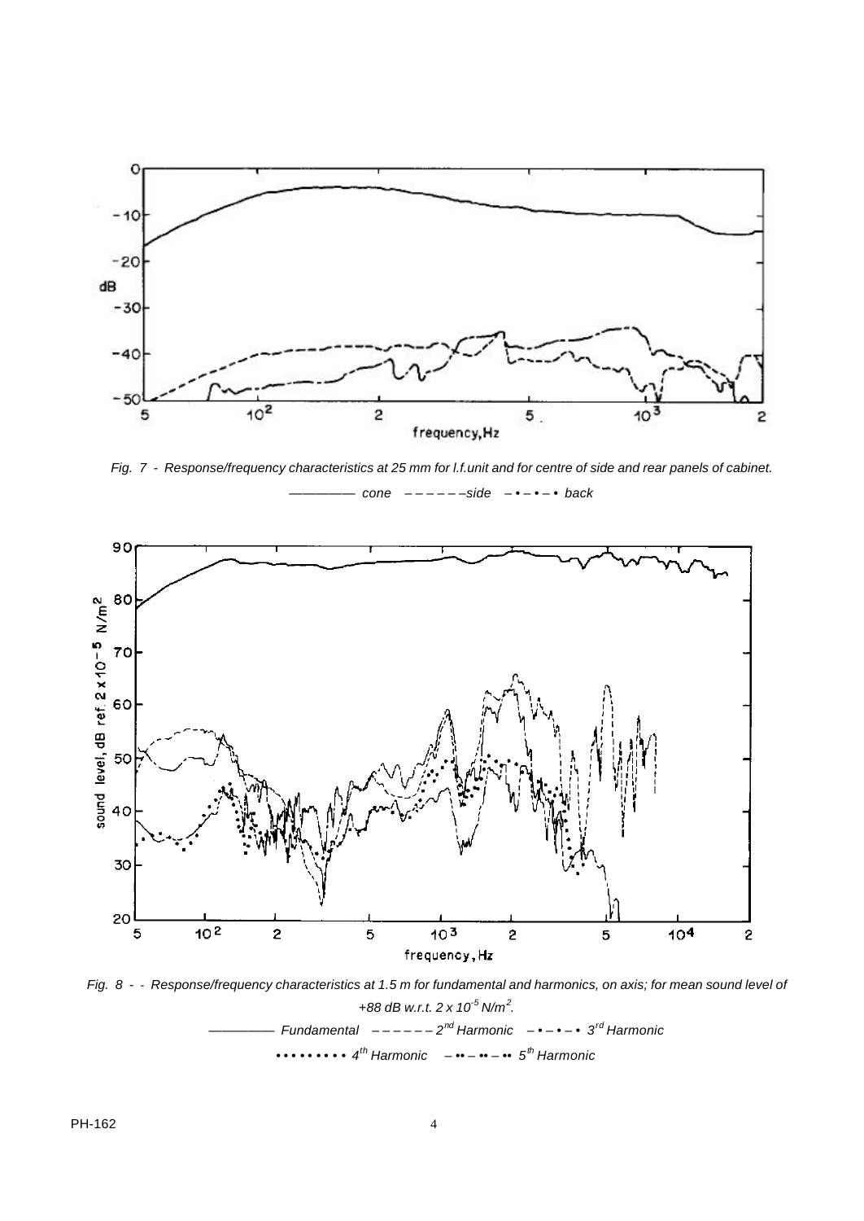*Fig. 7 - Response/frequency characteristics at 25 mm for l.f.unit and for centre of side and rear panels of cabinet.*

*———— cone – – – – – –side – • – • – • back*

*Fig. 8 - - Response/frequency characteristics at 1.5 m for fundamental and harmonics, on axis; for mean sound level of +88 dB w.r.t. $2 \times 10^{-5}$ N/m$^2$.*

*———— Fundamental – – – – – – $2^{nd}$ Harmonic – • – • – • $3^{rd}$ Harmonic*

*• • • • • • • • • $4^{th}$ Harmonic – •• – •• – •• $5^{th}$ Harmonic*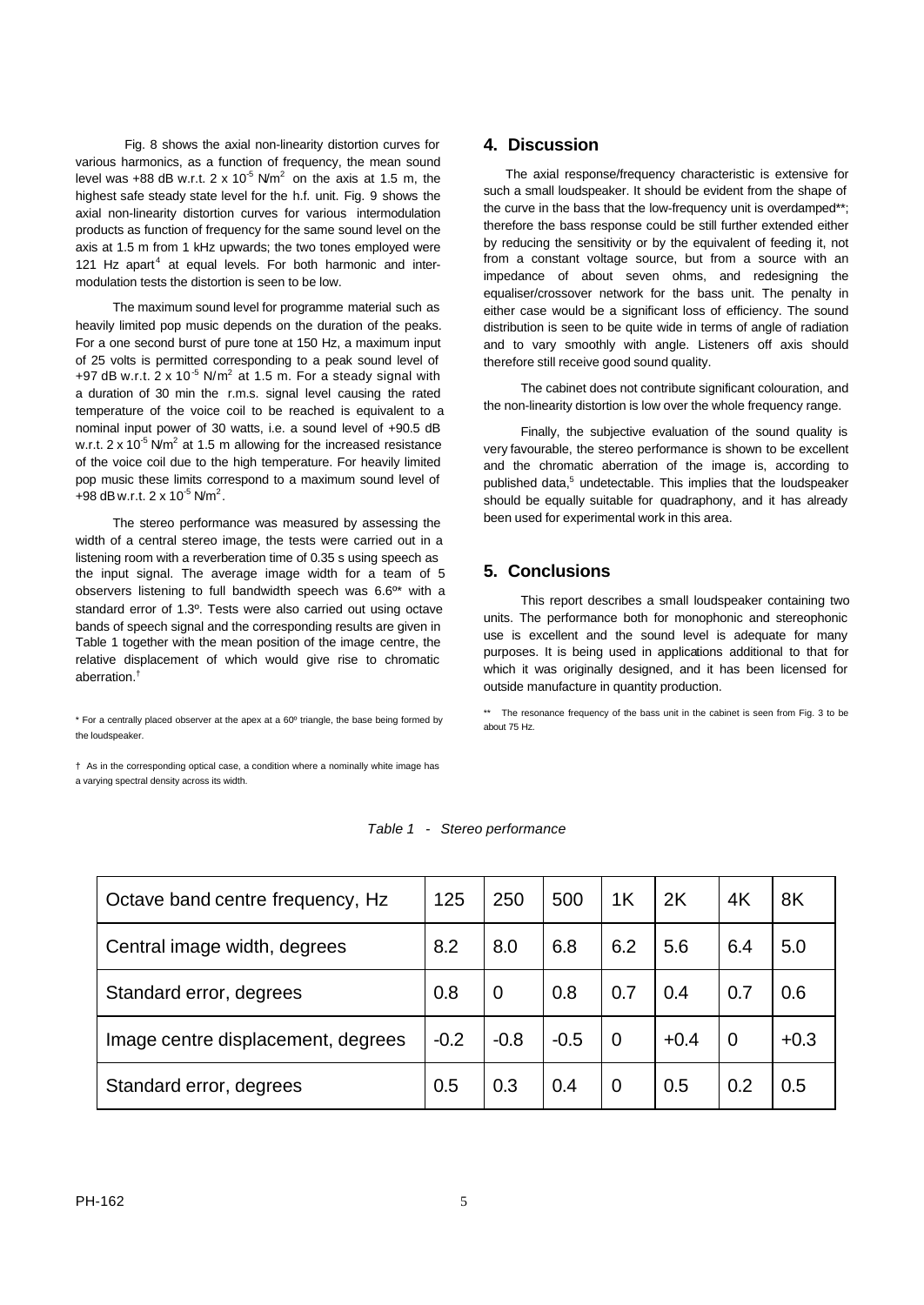Fig. 8 shows the axial non-linearity distortion curves for various harmonics, as a function of frequency, the mean sound level was +88 dB w.r.t. $2 \times 10^{-5}$ N/m$^2$ on the axis at 1.5 m, the highest safe steady state level for the h.f. unit. Fig. 9 shows the axial non-linearity distortion curves for various intermodulation products as function of frequency for the same sound level on the axis at 1.5 m from 1 kHz upwards; the two tones employed were 121 Hz apart[4] at equal levels. For both harmonic and intermodulation tests the distortion is seen to be low.

The maximum sound level for programme material such as heavily limited pop music depends on the duration of the peaks. For a one second burst of pure tone at 150 Hz, a maximum input of 25 volts is permitted corresponding to a peak sound level of +97 dB w.r.t. $2 \times 10^{-5}$ N/m$^2$ at 1.5 m. For a steady signal with a duration of 30 min the r.m.s. signal level causing the rated temperature of the voice coil to be reached is equivalent to a nominal input power of 30 watts, i.e. a sound level of +90.5 dB w.r.t. $2 \times 10^{-5}$ N/m$^2$ at 1.5 m allowing for the increased resistance of the voice coil due to the high temperature. For heavily limited pop music these limits correspond to a maximum sound level of +98 dB w.r.t. $2 \times 10^{-5}$ N/m$^2$.

The stereo performance was measured by assessing the width of a central stereo image, the tests were carried out in a listening room with a reverberation time of 0.35 s using speech as the input signal. The average image width for a team of 5 observers listening to full bandwidth speech was 6.6º* with a standard error of 1.3º. Tests were also carried out using octave bands of speech signal and the corresponding results are given in Table 1 together with the mean position of the image centre, the relative displacement of which would give rise to chromatic aberration.†

\* For a centrally placed observer at the apex at a 60º triangle, the base being formed by the loudspeaker.

† As in the corresponding optical case, a condition where a nominally white image has a varying spectral density across its width.

## 4. Discussion

The axial response/frequency characteristic is extensive for such a small loudspeaker. It should be evident from the shape of the curve in the bass that the low-frequency unit is overdamped**; therefore the bass response could be still further extended either by reducing the sensitivity or by the equivalent of feeding it, not from a constant voltage source, but from a source with an impedance of about seven ohms, and redesigning the equaliser/crossover network for the bass unit. The penalty in either case would be a significant loss of efficiency. The sound distribution is seen to be quite wide in terms of angle of radiation and to vary smoothly with angle. Listeners off axis should therefore still receive good sound quality.

The cabinet does not contribute significant colouration, and the non-linearity distortion is low over the whole frequency range.

Finally, the subjective evaluation of the sound quality is very favourable, the stereo performance is shown to be excellent and the chromatic aberration of the image is, according to published data,[5] undetectable. This implies that the loudspeaker should be equally suitable for quadraphony, and it has already been used for experimental work in this area.

## 5. Conclusions

This report describes a small loudspeaker containing two units. The performance both for monophonic and stereophonic use is excellent and the sound level is adequate for many purposes. It is being used in applications additional to that for which it was originally designed, and it has been licensed for outside manufacture in quantity production.

\*\* The resonance frequency of the bass unit in the cabinet is seen from Fig. 3 to be about 75 Hz.

*Table 1 - Stereo performance*

| Octave band centre frequency, Hz | 125 | 250 | 500 | 1K | 2K | 4K | 8K |
|---|---|---|---|---|---|---|---|
| Central image width, degrees | 8.2 | 8.0 | 6.8 | 6.2 | 5.6 | 6.4 | 5.0 |
| Standard error, degrees | 0.8 | 0 | 0.8 | 0.7 | 0.4 | 0.7 | 0.6 |
| Image centre displacement, degrees | -0.2 | -0.8 | -0.5 | 0 | +0.4 | 0 | +0.3 |
| Standard error, degrees | 0.5 | 0.3 | 0.4 | 0 | 0.5 | 0.2 | 0.5 |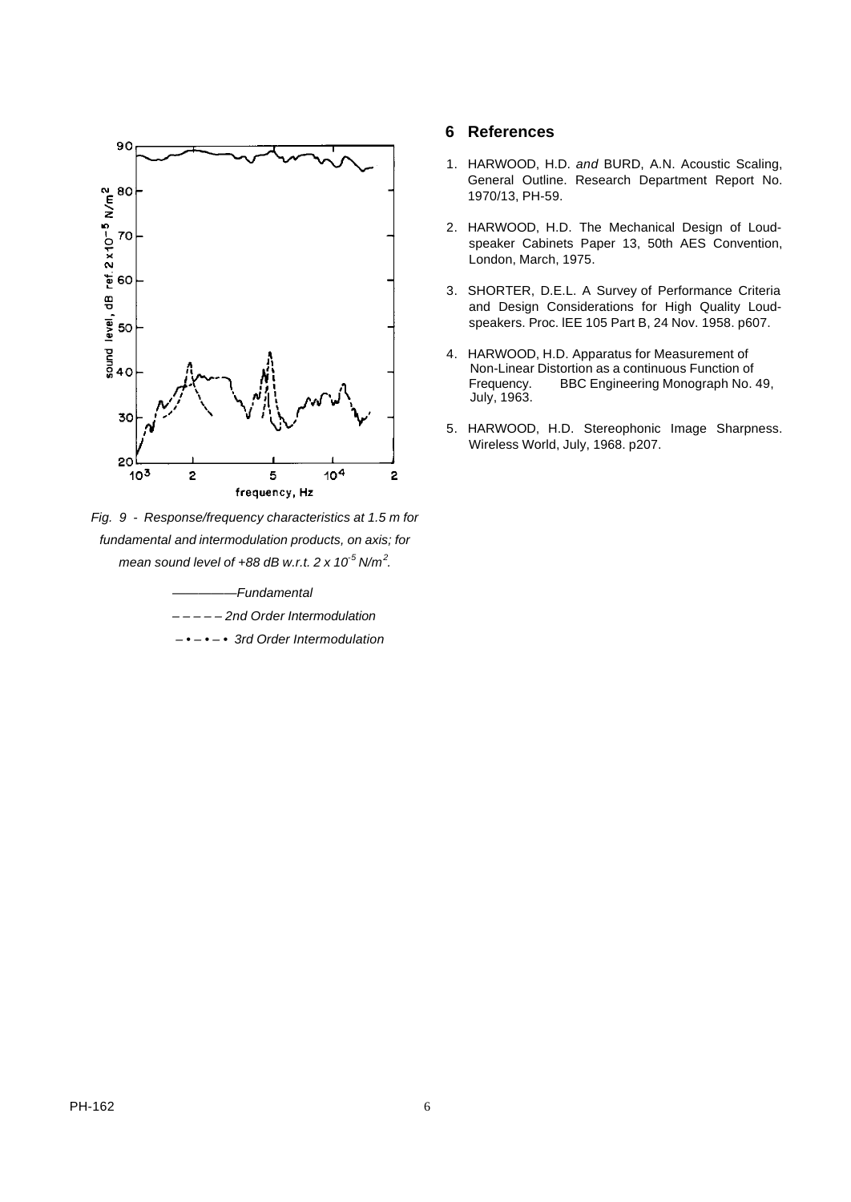90

80

70

60

50

40

30

20

sound level, dB ref. $2 \times 10^{-5}$ N/m$^2$

$10^3$ 2 5 $10^4$ 2

frequency, Hz

*Fig. 9 - Response/frequency characteristics at 1.5 m for fundamental and intermodulation products, on axis; for mean sound level of +88 dB w.r.t. $2 \times 10^{-5}$ N/m$^2$.*

*————— Fundamental*

*– – – – – 2nd Order Intermodulation*

*– • – • – • 3rd Order Intermodulation*

## 6 References

1. HARWOOD, H.D. *and* BURD, A.N. Acoustic Scaling, General Outline. Research Department Report No. 1970/13, PH-59.
2. HARWOOD, H.D. The Mechanical Design of Loudspeaker Cabinets Paper 13, 50th AES Convention, London, March, 1975.
3. SHORTER, D.E.L. A Survey of Performance Criteria and Design Considerations for High Quality Loudspeakers. Proc. IEE 105 Part B, 24 Nov. 1958. p607.
4. HARWOOD, H.D. Apparatus for Measurement of Non-Linear Distortion as a continuous Function of Frequency. BBC Engineering Monograph No. 49, July, 1963.
5. HARWOOD, H.D. Stereophonic Image Sharpness. Wireless World, July, 1968. p207.